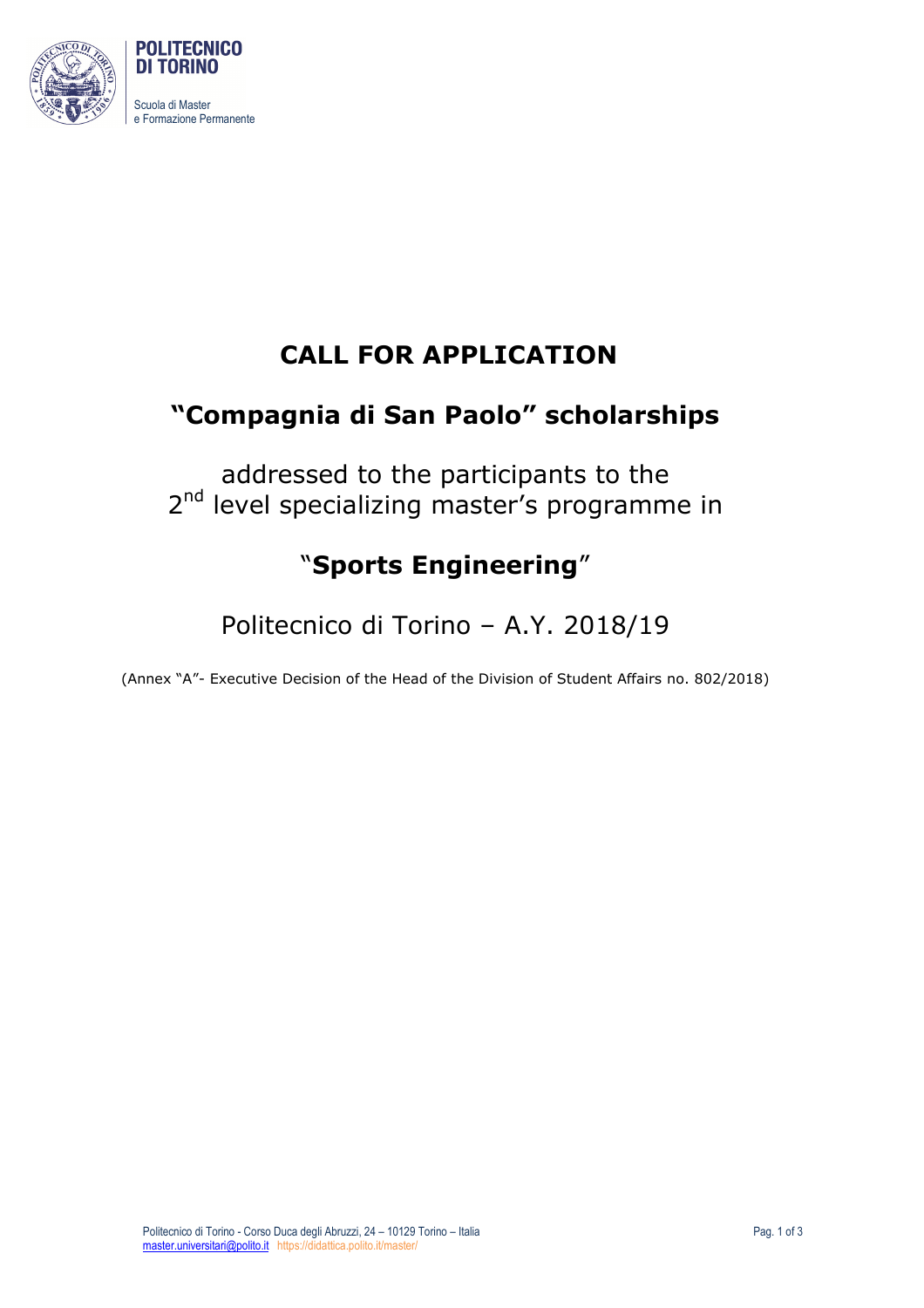# CALL FOR APPLICATION

## "Compagnia di San Paolo" scholarships

addressed to the participants to the
2nd level specializing master's programme in

## "**Sports Engineering**"

Politecnico di Torino – A.Y. 2018/19

(Annex "A"- Executive Decision of the Head of the Division of Student Affairs no. 802/2018)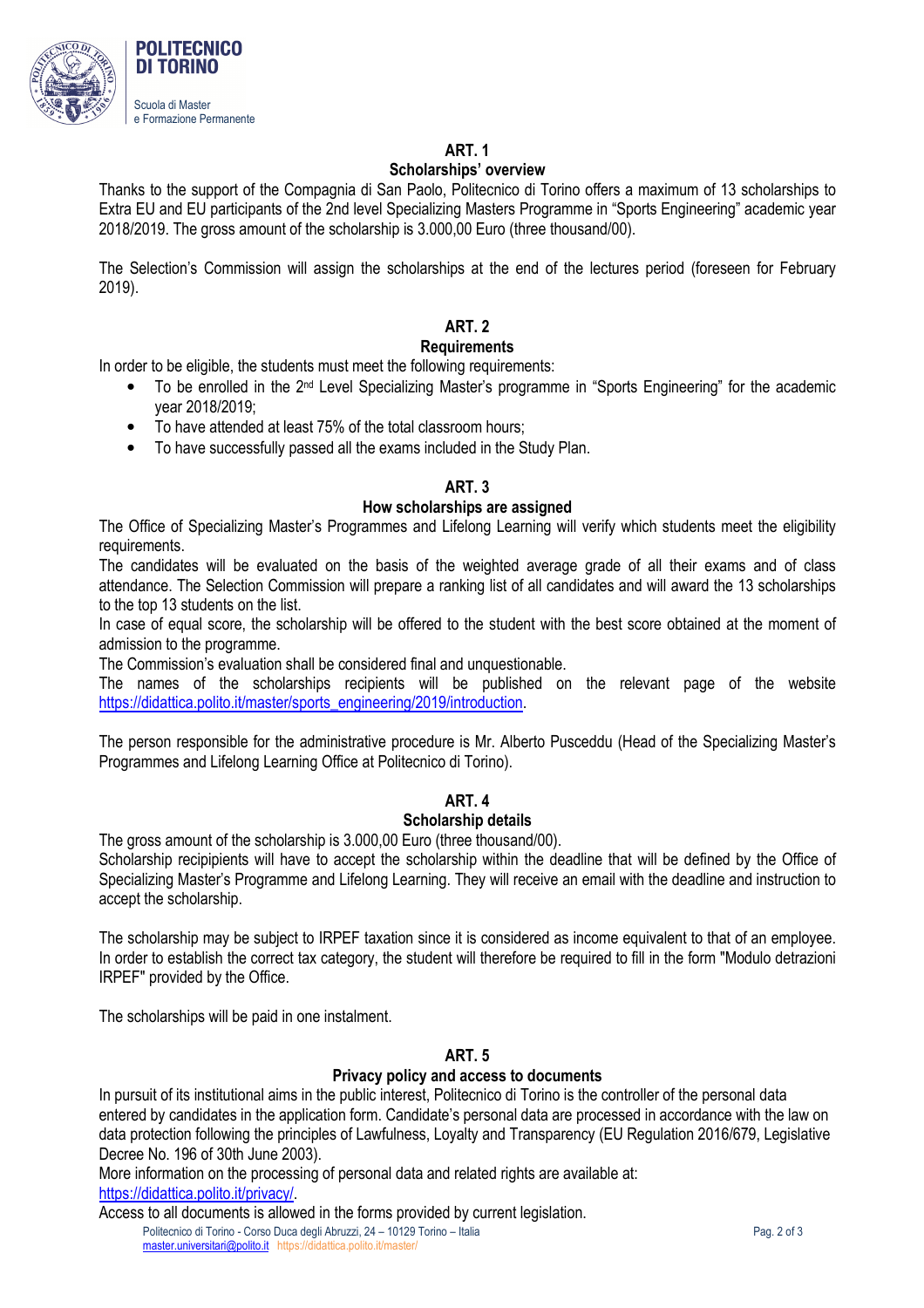## ART. 1

### Scholarships' overview

Thanks to the support of the Compagnia di San Paolo, Politecnico di Torino offers a maximum of 13 scholarships to Extra EU and EU participants of the 2nd level Specializing Masters Programme in "Sports Engineering" academic year 2018/2019. The gross amount of the scholarship is 3.000,00 Euro (three thousand/00).

The Selection's Commission will assign the scholarships at the end of the lectures period (foreseen for February 2019).

## ART. 2

### Requirements

In order to be eligible, the students must meet the following requirements:

- To be enrolled in the 2nd Level Specializing Master's programme in "Sports Engineering" for the academic year 2018/2019;
- To have attended at least 75% of the total classroom hours;
- To have successfully passed all the exams included in the Study Plan.

## ART. 3

### How scholarships are assigned

The Office of Specializing Master's Programmes and Lifelong Learning will verify which students meet the eligibility requirements.

The candidates will be evaluated on the basis of the weighted average grade of all their exams and of class attendance. The Selection Commission will prepare a ranking list of all candidates and will award the 13 scholarships to the top 13 students on the list.

In case of equal score, the scholarship will be offered to the student with the best score obtained at the moment of admission to the programme.

The Commission's evaluation shall be considered final and unquestionable.

The names of the scholarships recipients will be published on the relevant page of the website https://didattica.polito.it/master/sports_engineering/2019/introduction.

The person responsible for the administrative procedure is Mr. Alberto Pusceddu (Head of the Specializing Master's Programmes and Lifelong Learning Office at Politecnico di Torino).

## ART. 4

### Scholarship details

The gross amount of the scholarship is 3.000,00 Euro (three thousand/00).

Scholarship recipipients will have to accept the scholarship within the deadline that will be defined by the Office of Specializing Master's Programme and Lifelong Learning. They will receive an email with the deadline and instruction to accept the scholarship.

The scholarship may be subject to IRPEF taxation since it is considered as income equivalent to that of an employee. In order to establish the correct tax category, the student will therefore be required to fill in the form "Modulo detrazioni IRPEF" provided by the Office.

The scholarships will be paid in one instalment.

## ART. 5

### Privacy policy and access to documents

In pursuit of its institutional aims in the public interest, Politecnico di Torino is the controller of the personal data entered by candidates in the application form. Candidate's personal data are processed in accordance with the law on data protection following the principles of Lawfulness, Loyalty and Transparency (EU Regulation 2016/679, Legislative Decree No. 196 of 30th June 2003).

More information on the processing of personal data and related rights are available at: https://didattica.polito.it/privacy/.

Access to all documents is allowed in the forms provided by current legislation.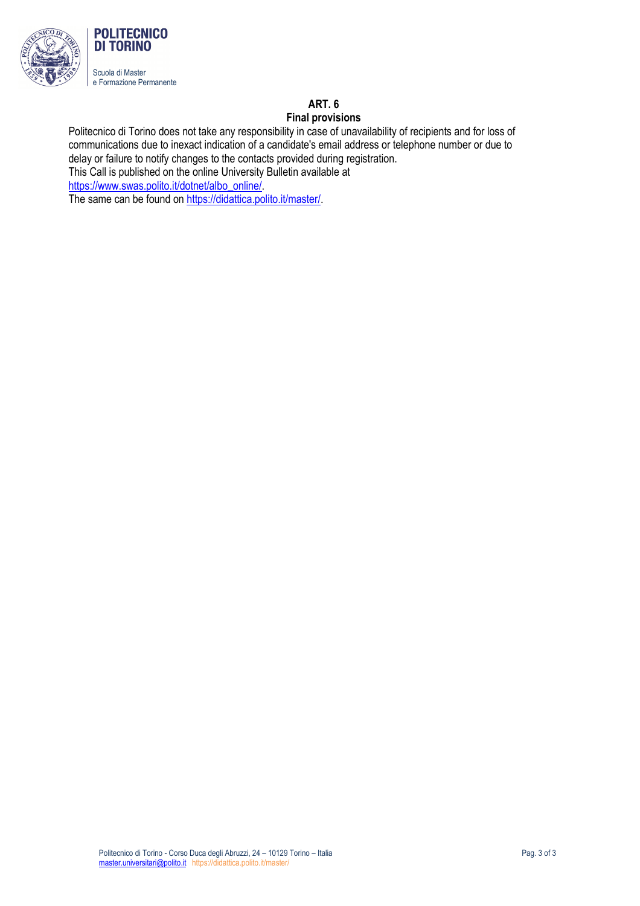## ART. 6
### Final provisions

Politecnico di Torino does not take any responsibility in case of unavailability of recipients and for loss of communications due to inexact indication of a candidate's email address or telephone number or due to delay or failure to notify changes to the contacts provided during registration.
This Call is published on the online University Bulletin available at
https://www.swas.polito.it/dotnet/albo_online/.
The same can be found on https://didattica.polito.it/master/.